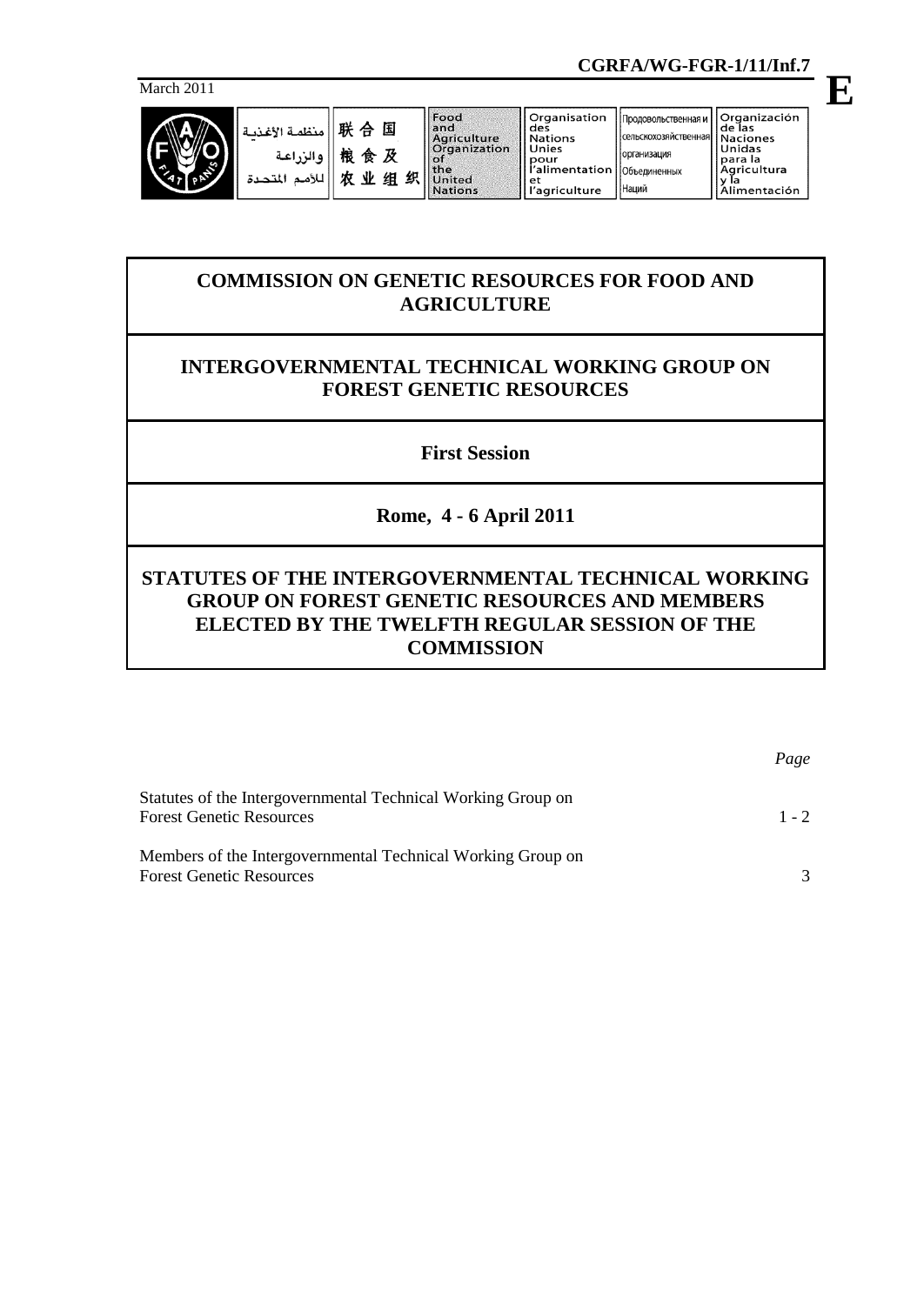**CGRFA/WG-FGR-1/11/Inf.7**

March 2011

**E**

منظمة الأغذية والزراعة للأمم المتحدة | 联合国粮食及农业组织 | Food and Agriculture Organization of the United Nations | Organisation des Nations Unies pour l'alimentation et l'agriculture | Продовольственная и сельскохозяйственная организация Объединенных Наций | Organización de las Naciones Unidas para la Agricultura y la Alimentación

# COMMISSION ON GENETIC RESOURCES FOR FOOD AND AGRICULTURE

## INTERGOVERNMENTAL TECHNICAL WORKING GROUP ON FOREST GENETIC RESOURCES

### First Session

### Rome, 4 - 6 April 2011

## STATUTES OF THE INTERGOVERNMENTAL TECHNICAL WORKING GROUP ON FOREST GENETIC RESOURCES AND MEMBERS ELECTED BY THE TWELFTH REGULAR SESSION OF THE COMMISSION

| | *Page* |
|---|---|
| Statutes of the Intergovernmental Technical Working Group on Forest Genetic Resources | 1 - 2 |
| Members of the Intergovernmental Technical Working Group on Forest Genetic Resources | 3 |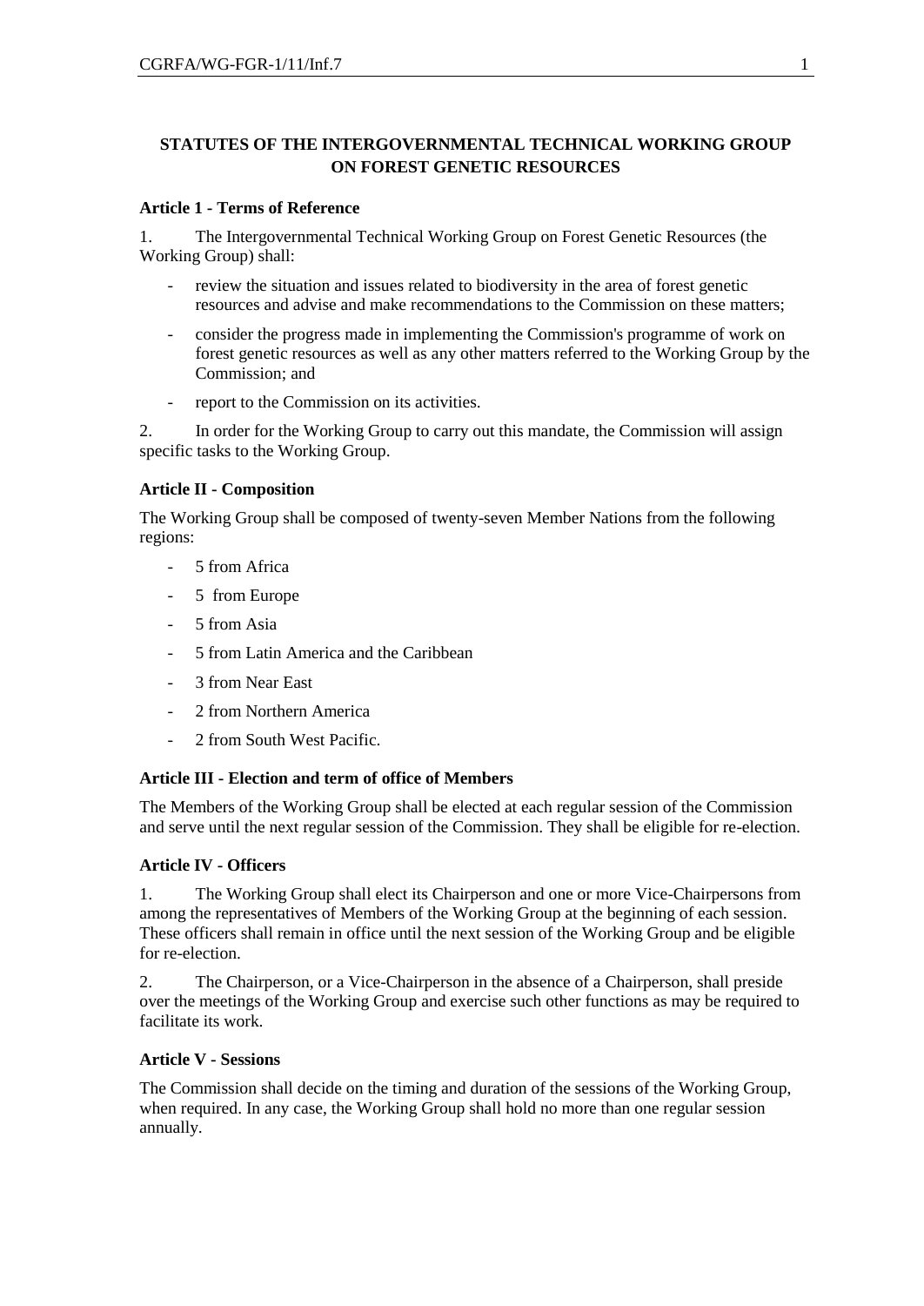## STATUTES OF THE INTERGOVERNMENTAL TECHNICAL WORKING GROUP ON FOREST GENETIC RESOURCES

### Article 1 - Terms of Reference

1. The Intergovernmental Technical Working Group on Forest Genetic Resources (the Working Group) shall:

- review the situation and issues related to biodiversity in the area of forest genetic resources and advise and make recommendations to the Commission on these matters;
- consider the progress made in implementing the Commission's programme of work on forest genetic resources as well as any other matters referred to the Working Group by the Commission; and
- report to the Commission on its activities.

2. In order for the Working Group to carry out this mandate, the Commission will assign specific tasks to the Working Group.

### Article II - Composition

The Working Group shall be composed of twenty-seven Member Nations from the following regions:

- 5 from Africa
- 5 from Europe
- 5 from Asia
- 5 from Latin America and the Caribbean
- 3 from Near East
- 2 from Northern America
- 2 from South West Pacific.

### Article III - Election and term of office of Members

The Members of the Working Group shall be elected at each regular session of the Commission and serve until the next regular session of the Commission. They shall be eligible for re-election.

### Article IV - Officers

1. The Working Group shall elect its Chairperson and one or more Vice-Chairpersons from among the representatives of Members of the Working Group at the beginning of each session. These officers shall remain in office until the next session of the Working Group and be eligible for re-election.

2. The Chairperson, or a Vice-Chairperson in the absence of a Chairperson, shall preside over the meetings of the Working Group and exercise such other functions as may be required to facilitate its work.

### Article V - Sessions

The Commission shall decide on the timing and duration of the sessions of the Working Group, when required. In any case, the Working Group shall hold no more than one regular session annually.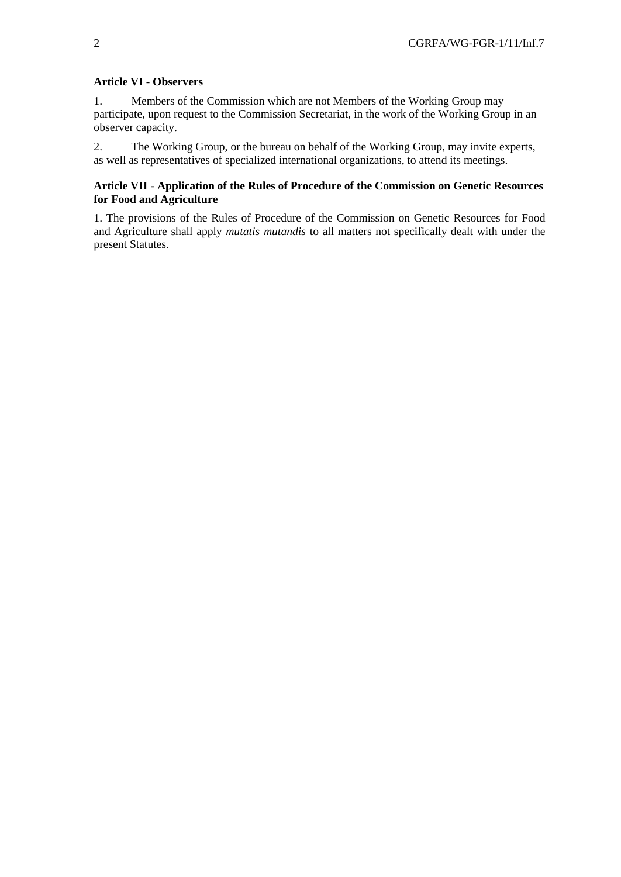**Article VI - Observers**

1. Members of the Commission which are not Members of the Working Group may participate, upon request to the Commission Secretariat, in the work of the Working Group in an observer capacity.

2. The Working Group, or the bureau on behalf of the Working Group, may invite experts, as well as representatives of specialized international organizations, to attend its meetings.

**Article VII - Application of the Rules of Procedure of the Commission on Genetic Resources for Food and Agriculture**

1. The provisions of the Rules of Procedure of the Commission on Genetic Resources for Food and Agriculture shall apply *mutatis mutandis* to all matters not specifically dealt with under the present Statutes.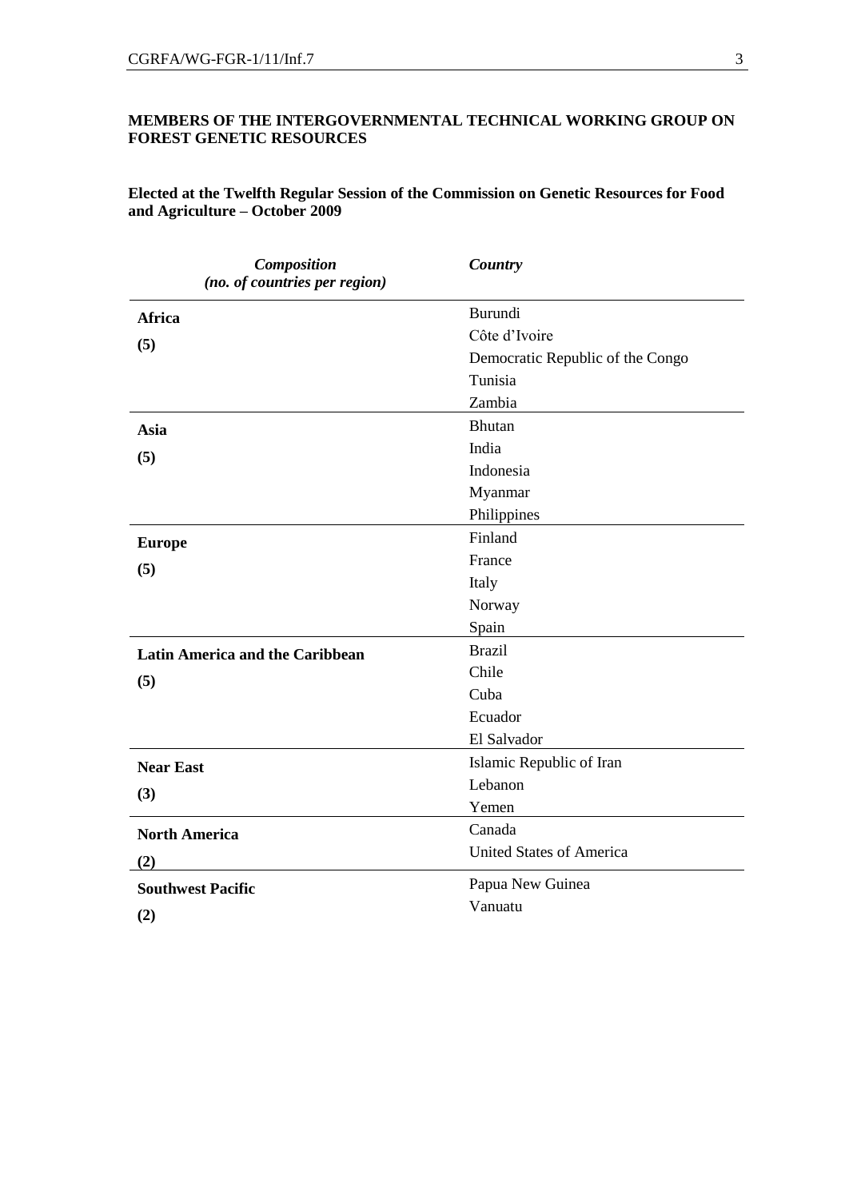**MEMBERS OF THE INTERGOVERNMENTAL TECHNICAL WORKING GROUP ON FOREST GENETIC RESOURCES**

**Elected at the Twelfth Regular Session of the Commission on Genetic Resources for Food and Agriculture – October 2009**

| ***Composition*** *(no. of countries per region)* | ***Country*** |
|---|---|
| **Africa** **(5)** | Burundi |
| | Côte d'Ivoire |
| | Democratic Republic of the Congo |
| | Tunisia |
| | Zambia |
| **Asia** **(5)** | Bhutan |
| | India |
| | Indonesia |
| | Myanmar |
| | Philippines |
| **Europe** **(5)** | Finland |
| | France |
| | Italy |
| | Norway |
| | Spain |
| **Latin America and the Caribbean** **(5)** | Brazil |
| | Chile |
| | Cuba |
| | Ecuador |
| | El Salvador |
| **Near East** **(3)** | Islamic Republic of Iran |
| | Lebanon |
| | Yemen |
| **North America** **(2)** | Canada |
| | United States of America |
| **Southwest Pacific** **(2)** | Papua New Guinea |
| | Vanuatu |